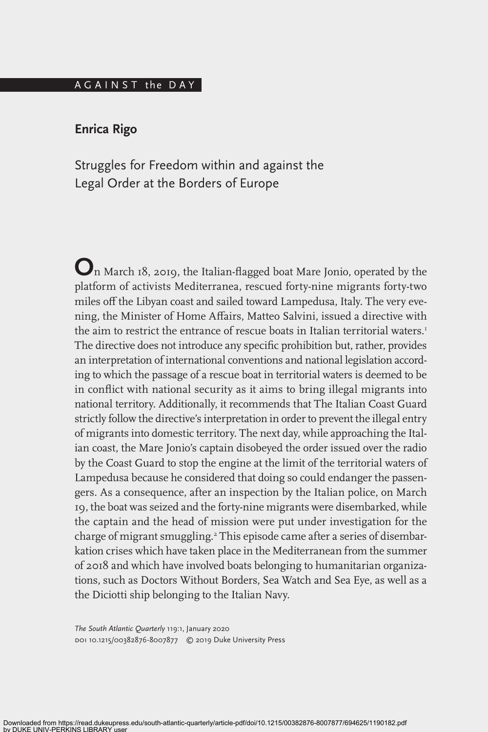AGAINST the DAY

# Enrica Rigo

## Struggles for Freedom within and against the Legal Order at the Borders of Europe

On March 18, 2019, the Italian-flagged boat Mare Jonio, operated by the platform of activists Mediterranea, rescued forty-nine migrants forty-two miles off the Libyan coast and sailed toward Lampedusa, Italy. The very evening, the Minister of Home Affairs, Matteo Salvini, issued a directive with the aim to restrict the entrance of rescue boats in Italian territorial waters.[1] The directive does not introduce any specific prohibition but, rather, provides an interpretation of international conventions and national legislation according to which the passage of a rescue boat in territorial waters is deemed to be in conflict with national security as it aims to bring illegal migrants into national territory. Additionally, it recommends that The Italian Coast Guard strictly follow the directive's interpretation in order to prevent the illegal entry of migrants into domestic territory. The next day, while approaching the Italian coast, the Mare Jonio's captain disobeyed the order issued over the radio by the Coast Guard to stop the engine at the limit of the territorial waters of Lampedusa because he considered that doing so could endanger the passengers. As a consequence, after an inspection by the Italian police, on March 19, the boat was seized and the forty-nine migrants were disembarked, while the captain and the head of mission were put under investigation for the charge of migrant smuggling.[2] This episode came after a series of disembarkation crises which have taken place in the Mediterranean from the summer of 2018 and which have involved boats belonging to humanitarian organizations, such as Doctors Without Borders, Sea Watch and Sea Eye, as well as a the Diciotti ship belonging to the Italian Navy.

*The South Atlantic Quarterly* 119:1, January 2020
DOI 10.1215/00382876-8007877 © 2019 Duke University Press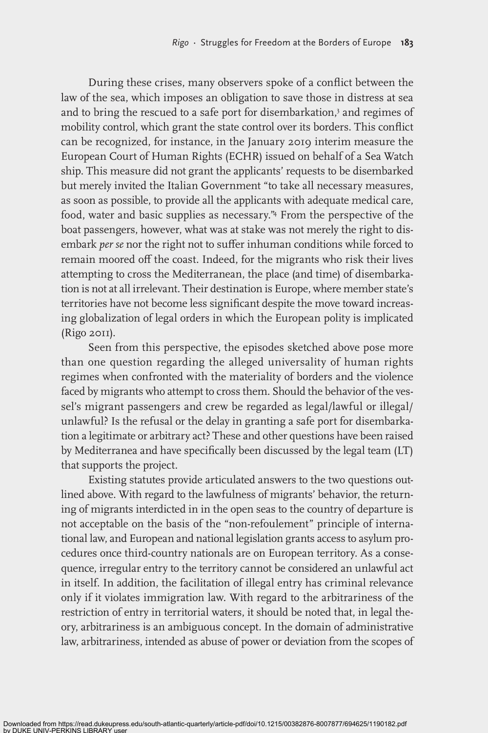During these crises, many observers spoke of a conflict between the law of the sea, which imposes an obligation to save those in distress at sea and to bring the rescued to a safe port for disembarkation,[3] and regimes of mobility control, which grant the state control over its borders. This conflict can be recognized, for instance, in the January 2019 interim measure the European Court of Human Rights (ECHR) issued on behalf of a Sea Watch ship. This measure did not grant the applicants' requests to be disembarked but merely invited the Italian Government "to take all necessary measures, as soon as possible, to provide all the applicants with adequate medical care, food, water and basic supplies as necessary."[4] From the perspective of the boat passengers, however, what was at stake was not merely the right to disembark *per se* nor the right not to suffer inhuman conditions while forced to remain moored off the coast. Indeed, for the migrants who risk their lives attempting to cross the Mediterranean, the place (and time) of disembarkation is not at all irrelevant. Their destination is Europe, where member state's territories have not become less significant despite the move toward increasing globalization of legal orders in which the European polity is implicated (Rigo 2011).

Seen from this perspective, the episodes sketched above pose more than one question regarding the alleged universality of human rights regimes when confronted with the materiality of borders and the violence faced by migrants who attempt to cross them. Should the behavior of the vessel's migrant passengers and crew be regarded as legal/lawful or illegal/unlawful? Is the refusal or the delay in granting a safe port for disembarkation a legitimate or arbitrary act? These and other questions have been raised by Mediterranea and have specifically been discussed by the legal team (LT) that supports the project.

Existing statutes provide articulated answers to the two questions outlined above. With regard to the lawfulness of migrants' behavior, the returning of migrants interdicted in in the open seas to the country of departure is not acceptable on the basis of the "non-refoulement" principle of international law, and European and national legislation grants access to asylum procedures once third-country nationals are on European territory. As a consequence, irregular entry to the territory cannot be considered an unlawful act in itself. In addition, the facilitation of illegal entry has criminal relevance only if it violates immigration law. With regard to the arbitrariness of the restriction of entry in territorial waters, it should be noted that, in legal theory, arbitrariness is an ambiguous concept. In the domain of administrative law, arbitrariness, intended as abuse of power or deviation from the scopes of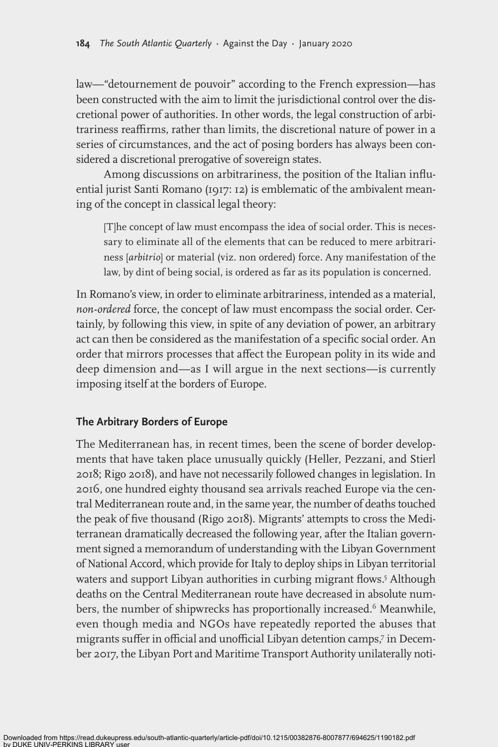law—"detournement de pouvoir" according to the French expression—has been constructed with the aim to limit the jurisdictional control over the discretional power of authorities. In other words, the legal construction of arbitrariness reaffirms, rather than limits, the discretional nature of power in a series of circumstances, and the act of posing borders has always been considered a discretional prerogative of sovereign states.

Among discussions on arbitrariness, the position of the Italian influential jurist Santi Romano (1917: 12) is emblematic of the ambivalent meaning of the concept in classical legal theory:

> [T]he concept of law must encompass the idea of social order. This is necessary to eliminate all of the elements that can be reduced to mere arbitrariness [*arbitrio*] or material (viz. non ordered) force. Any manifestation of the law, by dint of being social, is ordered as far as its population is concerned.

In Romano's view, in order to eliminate arbitrariness, intended as a material, *non-ordered* force, the concept of law must encompass the social order. Certainly, by following this view, in spite of any deviation of power, an arbitrary act can then be considered as the manifestation of a specific social order. An order that mirrors processes that affect the European polity in its wide and deep dimension and—as I will argue in the next sections—is currently imposing itself at the borders of Europe.

## The Arbitrary Borders of Europe

The Mediterranean has, in recent times, been the scene of border developments that have taken place unusually quickly (Heller, Pezzani, and Stierl 2018; Rigo 2018), and have not necessarily followed changes in legislation. In 2016, one hundred eighty thousand sea arrivals reached Europe via the central Mediterranean route and, in the same year, the number of deaths touched the peak of five thousand (Rigo 2018). Migrants' attempts to cross the Mediterranean dramatically decreased the following year, after the Italian government signed a memorandum of understanding with the Libyan Government of National Accord, which provide for Italy to deploy ships in Libyan territorial waters and support Libyan authorities in curbing migrant flows.[5] Although deaths on the Central Mediterranean route have decreased in absolute numbers, the number of shipwrecks has proportionally increased.[6] Meanwhile, even though media and NGOs have repeatedly reported the abuses that migrants suffer in official and unofficial Libyan detention camps,[7] in December 2017, the Libyan Port and Maritime Transport Authority unilaterally noti-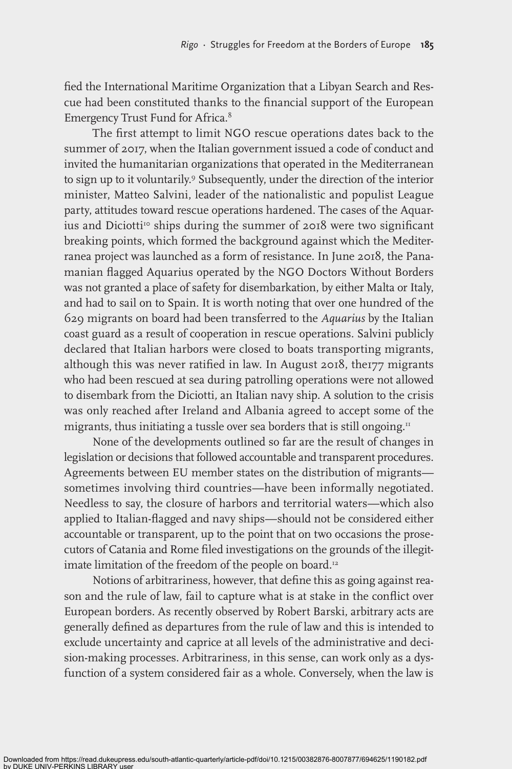fied the International Maritime Organization that a Libyan Search and Rescue had been constituted thanks to the financial support of the European Emergency Trust Fund for Africa.[8]

The first attempt to limit NGO rescue operations dates back to the summer of 2017, when the Italian government issued a code of conduct and invited the humanitarian organizations that operated in the Mediterranean to sign up to it voluntarily.[9] Subsequently, under the direction of the interior minister, Matteo Salvini, leader of the nationalistic and populist League party, attitudes toward rescue operations hardened. The cases of the Aquarius and Diciotti[10] ships during the summer of 2018 were two significant breaking points, which formed the background against which the Mediterranea project was launched as a form of resistance. In June 2018, the Panamanian flagged Aquarius operated by the NGO Doctors Without Borders was not granted a place of safety for disembarkation, by either Malta or Italy, and had to sail on to Spain. It is worth noting that over one hundred of the 629 migrants on board had been transferred to the *Aquarius* by the Italian coast guard as a result of cooperation in rescue operations. Salvini publicly declared that Italian harbors were closed to boats transporting migrants, although this was never ratified in law. In August 2018, the177 migrants who had been rescued at sea during patrolling operations were not allowed to disembark from the Diciotti, an Italian navy ship. A solution to the crisis was only reached after Ireland and Albania agreed to accept some of the migrants, thus initiating a tussle over sea borders that is still ongoing.[11]

None of the developments outlined so far are the result of changes in legislation or decisions that followed accountable and transparent procedures. Agreements between EU member states on the distribution of migrants—sometimes involving third countries—have been informally negotiated. Needless to say, the closure of harbors and territorial waters—which also applied to Italian-flagged and navy ships—should not be considered either accountable or transparent, up to the point that on two occasions the prosecutors of Catania and Rome filed investigations on the grounds of the illegitimate limitation of the freedom of the people on board.[12]

Notions of arbitrariness, however, that define this as going against reason and the rule of law, fail to capture what is at stake in the conflict over European borders. As recently observed by Robert Barski, arbitrary acts are generally defined as departures from the rule of law and this is intended to exclude uncertainty and caprice at all levels of the administrative and decision-making processes. Arbitrariness, in this sense, can work only as a dysfunction of a system considered fair as a whole. Conversely, when the law is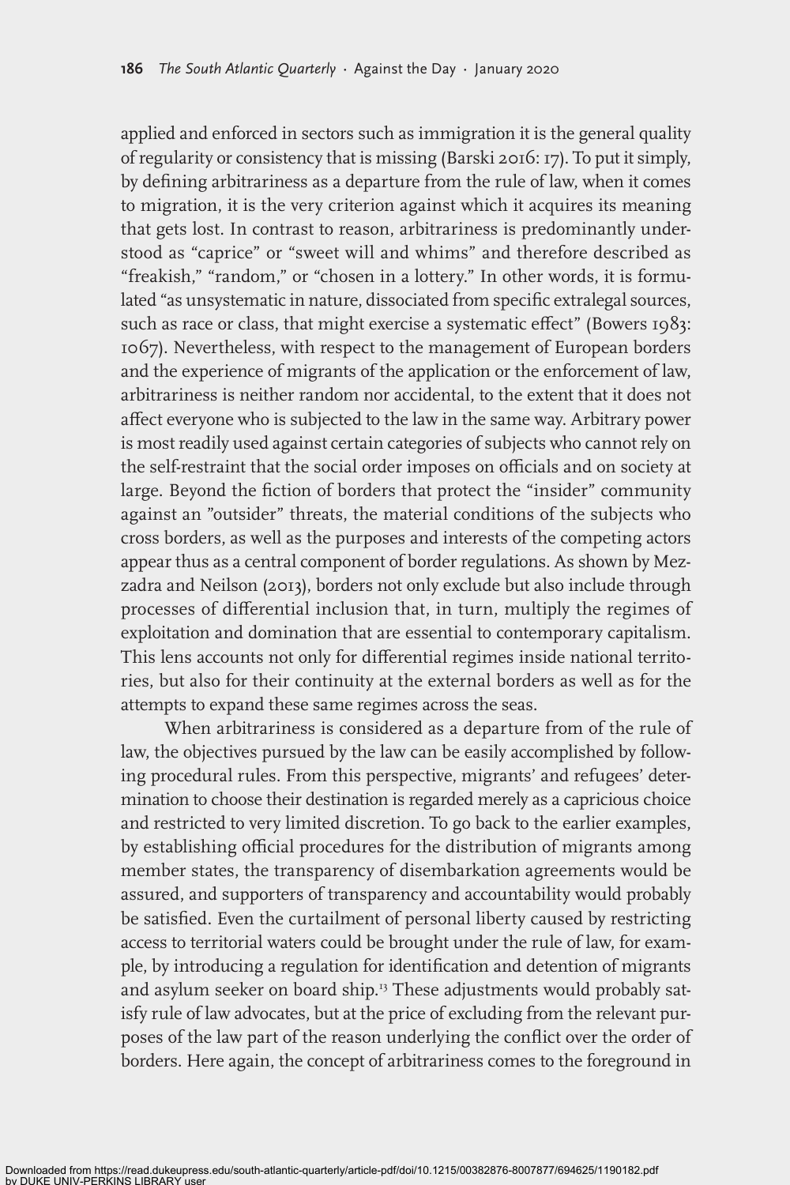applied and enforced in sectors such as immigration it is the general quality of regularity or consistency that is missing (Barski 2016: 17). To put it simply, by defining arbitrariness as a departure from the rule of law, when it comes to migration, it is the very criterion against which it acquires its meaning that gets lost. In contrast to reason, arbitrariness is predominantly understood as "caprice" or "sweet will and whims" and therefore described as "freakish," "random," or "chosen in a lottery." In other words, it is formulated "as unsystematic in nature, dissociated from specific extralegal sources, such as race or class, that might exercise a systematic effect" (Bowers 1983: 1067). Nevertheless, with respect to the management of European borders and the experience of migrants of the application or the enforcement of law, arbitrariness is neither random nor accidental, to the extent that it does not affect everyone who is subjected to the law in the same way. Arbitrary power is most readily used against certain categories of subjects who cannot rely on the self-restraint that the social order imposes on officials and on society at large. Beyond the fiction of borders that protect the "insider" community against an "outsider" threats, the material conditions of the subjects who cross borders, as well as the purposes and interests of the competing actors appear thus as a central component of border regulations. As shown by Mezzadra and Neilson (2013), borders not only exclude but also include through processes of differential inclusion that, in turn, multiply the regimes of exploitation and domination that are essential to contemporary capitalism. This lens accounts not only for differential regimes inside national territories, but also for their continuity at the external borders as well as for the attempts to expand these same regimes across the seas.

When arbitrariness is considered as a departure from of the rule of law, the objectives pursued by the law can be easily accomplished by following procedural rules. From this perspective, migrants' and refugees' determination to choose their destination is regarded merely as a capricious choice and restricted to very limited discretion. To go back to the earlier examples, by establishing official procedures for the distribution of migrants among member states, the transparency of disembarkation agreements would be assured, and supporters of transparency and accountability would probably be satisfied. Even the curtailment of personal liberty caused by restricting access to territorial waters could be brought under the rule of law, for example, by introducing a regulation for identification and detention of migrants and asylum seeker on board ship.[13] These adjustments would probably satisfy rule of law advocates, but at the price of excluding from the relevant purposes of the law part of the reason underlying the conflict over the order of borders. Here again, the concept of arbitrariness comes to the foreground in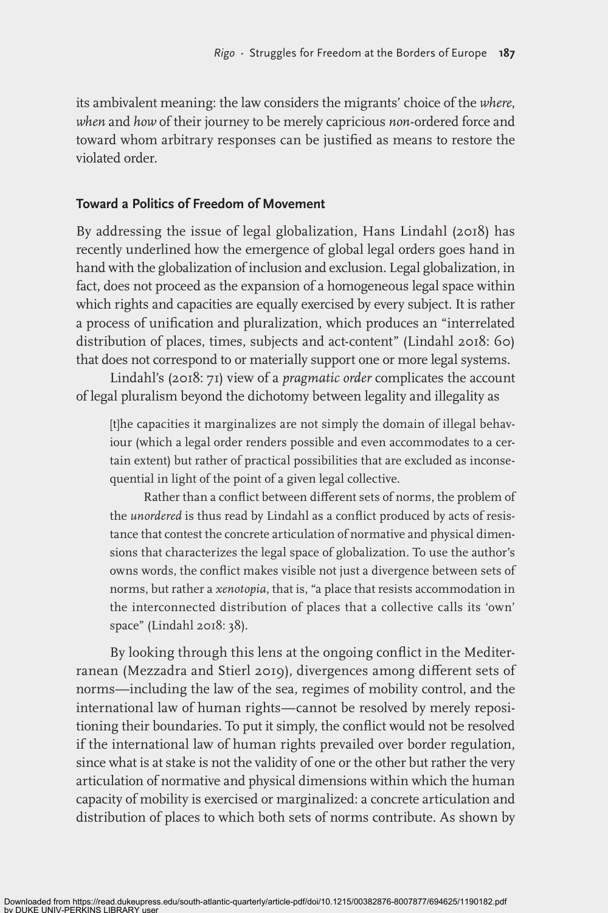its ambivalent meaning: the law considers the migrants' choice of the *where*, *when* and *how* of their journey to be merely capricious *non*-ordered force and toward whom arbitrary responses can be justified as means to restore the violated order.

## Toward a Politics of Freedom of Movement

By addressing the issue of legal globalization, Hans Lindahl (2018) has recently underlined how the emergence of global legal orders goes hand in hand with the globalization of inclusion and exclusion. Legal globalization, in fact, does not proceed as the expansion of a homogeneous legal space within which rights and capacities are equally exercised by every subject. It is rather a process of unification and pluralization, which produces an "interrelated distribution of places, times, subjects and act-content" (Lindahl 2018: 60) that does not correspond to or materially support one or more legal systems.

Lindahl's (2018: 71) view of a *pragmatic order* complicates the account of legal pluralism beyond the dichotomy between legality and illegality as

> [t]he capacities it marginalizes are not simply the domain of illegal behaviour (which a legal order renders possible and even accommodates to a certain extent) but rather of practical possibilities that are excluded as inconsequential in light of the point of a given legal collective.
>
> Rather than a conflict between different sets of norms, the problem of the *unordered* is thus read by Lindahl as a conflict produced by acts of resistance that contest the concrete articulation of normative and physical dimensions that characterizes the legal space of globalization. To use the author's owns words, the conflict makes visible not just a divergence between sets of norms, but rather a *xenotopia*, that is, "a place that resists accommodation in the interconnected distribution of places that a collective calls its 'own' space" (Lindahl 2018: 38).

By looking through this lens at the ongoing conflict in the Mediterranean (Mezzadra and Stierl 2019), divergences among different sets of norms—including the law of the sea, regimes of mobility control, and the international law of human rights—cannot be resolved by merely repositioning their boundaries. To put it simply, the conflict would not be resolved if the international law of human rights prevailed over border regulation, since what is at stake is not the validity of one or the other but rather the very articulation of normative and physical dimensions within which the human capacity of mobility is exercised or marginalized: a concrete articulation and distribution of places to which both sets of norms contribute. As shown by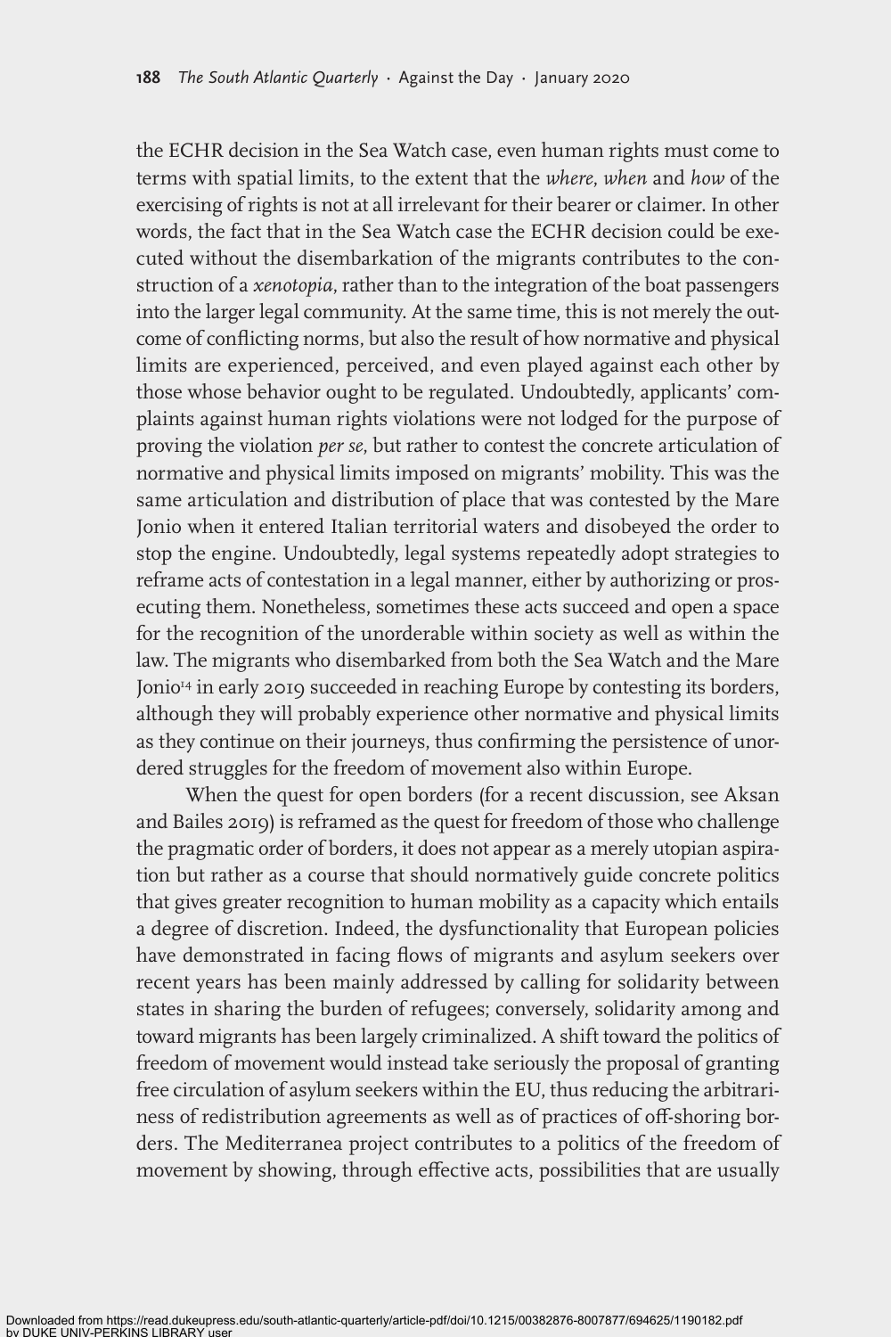the ECHR decision in the Sea Watch case, even human rights must come to terms with spatial limits, to the extent that the *where*, *when* and *how* of the exercising of rights is not at all irrelevant for their bearer or claimer. In other words, the fact that in the Sea Watch case the ECHR decision could be executed without the disembarkation of the migrants contributes to the construction of a *xenotopia*, rather than to the integration of the boat passengers into the larger legal community. At the same time, this is not merely the outcome of conflicting norms, but also the result of how normative and physical limits are experienced, perceived, and even played against each other by those whose behavior ought to be regulated. Undoubtedly, applicants' complaints against human rights violations were not lodged for the purpose of proving the violation *per se*, but rather to contest the concrete articulation of normative and physical limits imposed on migrants' mobility. This was the same articulation and distribution of place that was contested by the Mare Jonio when it entered Italian territorial waters and disobeyed the order to stop the engine. Undoubtedly, legal systems repeatedly adopt strategies to reframe acts of contestation in a legal manner, either by authorizing or prosecuting them. Nonetheless, sometimes these acts succeed and open a space for the recognition of the unorderable within society as well as within the law. The migrants who disembarked from both the Sea Watch and the Mare Jonio[14] in early 2019 succeeded in reaching Europe by contesting its borders, although they will probably experience other normative and physical limits as they continue on their journeys, thus confirming the persistence of unordered struggles for the freedom of movement also within Europe.

When the quest for open borders (for a recent discussion, see Aksan and Bailes 2019) is reframed as the quest for freedom of those who challenge the pragmatic order of borders, it does not appear as a merely utopian aspiration but rather as a course that should normatively guide concrete politics that gives greater recognition to human mobility as a capacity which entails a degree of discretion. Indeed, the dysfunctionality that European policies have demonstrated in facing flows of migrants and asylum seekers over recent years has been mainly addressed by calling for solidarity between states in sharing the burden of refugees; conversely, solidarity among and toward migrants has been largely criminalized. A shift toward the politics of freedom of movement would instead take seriously the proposal of granting free circulation of asylum seekers within the EU, thus reducing the arbitrariness of redistribution agreements as well as of practices of off-shoring borders. The Mediterranea project contributes to a politics of the freedom of movement by showing, through effective acts, possibilities that are usually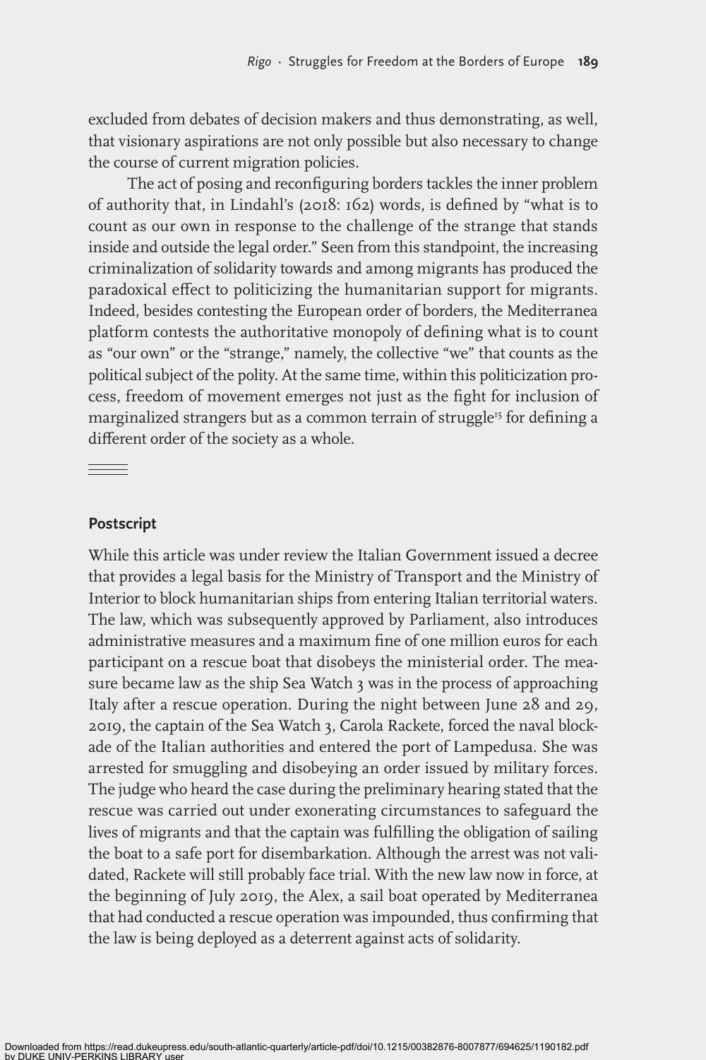excluded from debates of decision makers and thus demonstrating, as well, that visionary aspirations are not only possible but also necessary to change the course of current migration policies.

The act of posing and reconfiguring borders tackles the inner problem of authority that, in Lindahl's (2018: 162) words, is defined by "what is to count as our own in response to the challenge of the strange that stands inside and outside the legal order." Seen from this standpoint, the increasing criminalization of solidarity towards and among migrants has produced the paradoxical effect to politicizing the humanitarian support for migrants. Indeed, besides contesting the European order of borders, the Mediterranea platform contests the authoritative monopoly of defining what is to count as "our own" or the "strange," namely, the collective "we" that counts as the political subject of the polity. At the same time, within this politicization process, freedom of movement emerges not just as the fight for inclusion of marginalized strangers but as a common terrain of struggle[15] for defining a different order of the society as a whole.

---

## Postscript

While this article was under review the Italian Government issued a decree that provides a legal basis for the Ministry of Transport and the Ministry of Interior to block humanitarian ships from entering Italian territorial waters. The law, which was subsequently approved by Parliament, also introduces administrative measures and a maximum fine of one million euros for each participant on a rescue boat that disobeys the ministerial order. The measure became law as the ship Sea Watch 3 was in the process of approaching Italy after a rescue operation. During the night between June 28 and 29, 2019, the captain of the Sea Watch 3, Carola Rackete, forced the naval blockade of the Italian authorities and entered the port of Lampedusa. She was arrested for smuggling and disobeying an order issued by military forces. The judge who heard the case during the preliminary hearing stated that the rescue was carried out under exonerating circumstances to safeguard the lives of migrants and that the captain was fulfilling the obligation of sailing the boat to a safe port for disembarkation. Although the arrest was not validated, Rackete will still probably face trial. With the new law now in force, at the beginning of July 2019, the Alex, a sail boat operated by Mediterranea that had conducted a rescue operation was impounded, thus confirming that the law is being deployed as a deterrent against acts of solidarity.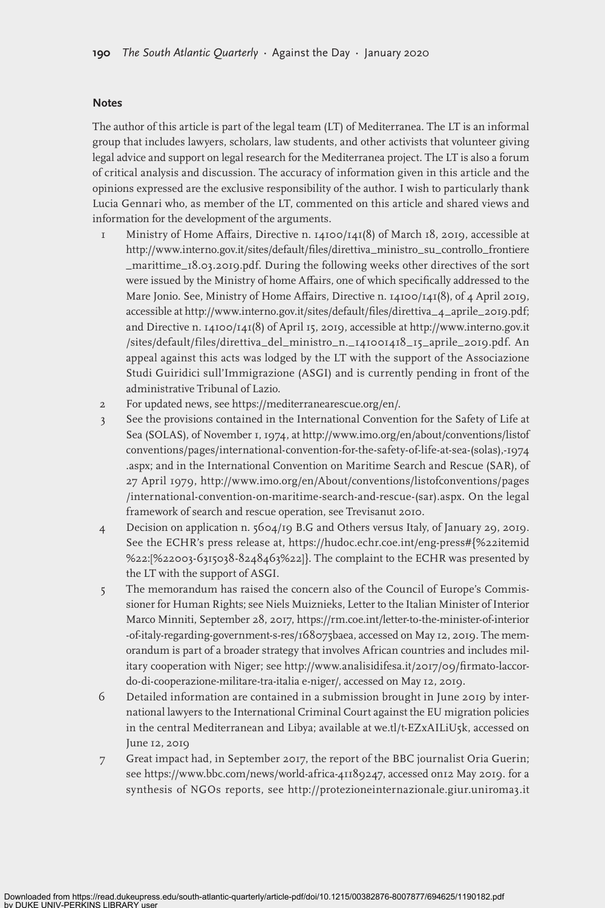## Notes

The author of this article is part of the legal team (LT) of Mediterranea. The LT is an informal group that includes lawyers, scholars, law students, and other activists that volunteer giving legal advice and support on legal research for the Mediterranea project. The LT is also a forum of critical analysis and discussion. The accuracy of information given in this article and the opinions expressed are the exclusive responsibility of the author. I wish to particularly thank Lucia Gennari who, as member of the LT, commented on this article and shared views and information for the development of the arguments.

1. Ministry of Home Affairs, Directive n. 14100/141(8) of March 18, 2019, accessible at http://www.interno.gov.it/sites/default/files/direttiva_ministro_su_controllo_frontiere_marittime_18.03.2019.pdf. During the following weeks other directives of the sort were issued by the Ministry of home Affairs, one of which specifically addressed to the Mare Jonio. See, Ministry of Home Affairs, Directive n. 14100/141(8), of 4 April 2019, accessible at http://www.interno.gov.it/sites/default/files/direttiva_4_aprile_2019.pdf; and Directive n. 14100/141(8) of April 15, 2019, accessible at http://www.interno.gov.it/sites/default/files/direttiva_del_ministro_n._141001418_15_aprile_2019.pdf. An appeal against this acts was lodged by the LT with the support of the Associazione Studi Guiridici sull'Immigrazione (ASGI) and is currently pending in front of the administrative Tribunal of Lazio.
2. For updated news, see https://mediterranearescue.org/en/.
3. See the provisions contained in the International Convention for the Safety of Life at Sea (SOLAS), of November 1, 1974, at http://www.imo.org/en/about/conventions/listofconventions/pages/international-convention-for-the-safety-of-life-at-sea-(solas),-1974.aspx; and in the International Convention on Maritime Search and Rescue (SAR), of 27 April 1979, http://www.imo.org/en/About/conventions/listofconventions/pages/international-convention-on-maritime-search-and-rescue-(sar).aspx. On the legal framework of search and rescue operation, see Trevisanut 2010.
4. Decision on application n. 5604/19 B.G and Others versus Italy, of January 29, 2019. See the ECHR's press release at, https://hudoc.echr.coe.int/eng-press#{%22itemid%22:[%22003-6315038-8248463%22]}. The complaint to the ECHR was presented by the LT with the support of ASGI.
5. The memorandum has raised the concern also of the Council of Europe's Commissioner for Human Rights; see Niels Muiznieks, Letter to the Italian Minister of Interior Marco Minniti, September 28, 2017, https://rm.coe.int/letter-to-the-minister-of-interior-of-italy-regarding-government-s-res/168075baea, accessed on May 12, 2019. The memorandum is part of a broader strategy that involves African countries and includes military cooperation with Niger; see http://www.analisidifesa.it/2017/09/firmato-laccordo-di-cooperazione-militare-tra-italia e-niger/, accessed on May 12, 2019.
6. Detailed information are contained in a submission brought in June 2019 by international lawyers to the International Criminal Court against the EU migration policies in the central Mediterranean and Libya; available at we.tl/t-EZxAILiU5k, accessed on June 12, 2019
7. Great impact had, in September 2017, the report of the BBC journalist Oria Guerin; see https://www.bbc.com/news/world-africa-41189247, accessed on12 May 2019. for a synthesis of NGOs reports, see http://protezioneinternazionale.giur.uniroma3.it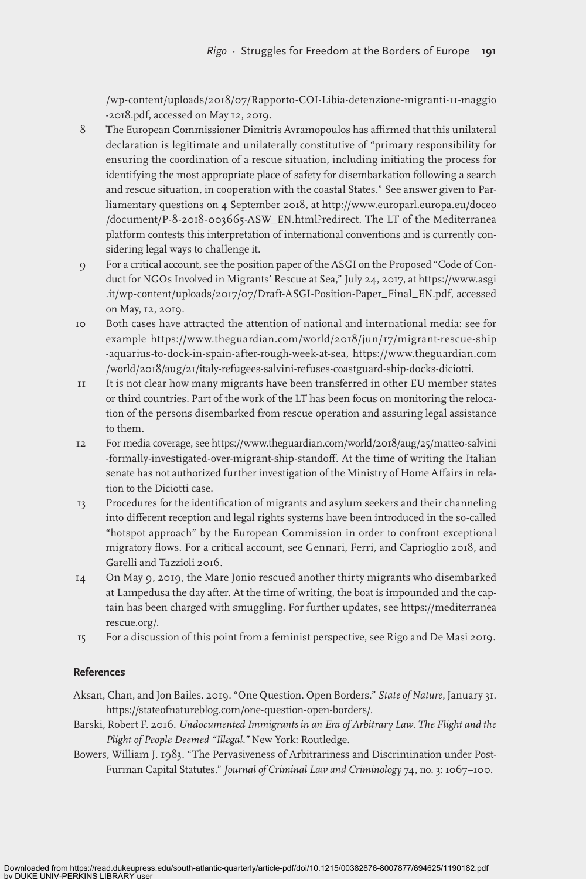/wp-content/uploads/2018/07/Rapporto-COI-Libia-detenzione-migranti-11-maggio-2018.pdf, accessed on May 12, 2019.

8 The European Commissioner Dimitris Avramopoulos has affirmed that this unilateral declaration is legitimate and unilaterally constitutive of "primary responsibility for ensuring the coordination of a rescue situation, including initiating the process for identifying the most appropriate place of safety for disembarkation following a search and rescue situation, in cooperation with the coastal States." See answer given to Parliamentary questions on 4 September 2018, at http://www.europarl.europa.eu/doceo/document/P-8-2018-003665-ASW_EN.html?redirect. The LT of the Mediterranea platform contests this interpretation of international conventions and is currently considering legal ways to challenge it.

9 For a critical account, see the position paper of the ASGI on the Proposed "Code of Conduct for NGOs Involved in Migrants' Rescue at Sea," July 24, 2017, at https://www.asgi.it/wp-content/uploads/2017/07/Draft-ASGI-Position-Paper_Final_EN.pdf, accessed on May, 12, 2019.

10 Both cases have attracted the attention of national and international media: see for example https://www.theguardian.com/world/2018/jun/17/migrant-rescue-ship-aquarius-to-dock-in-spain-after-rough-week-at-sea, https://www.theguardian.com/world/2018/aug/21/italy-refugees-salvini-refuses-coastguard-ship-docks-diciotti.

11 It is not clear how many migrants have been transferred in other EU member states or third countries. Part of the work of the LT has been focus on monitoring the relocation of the persons disembarked from rescue operation and assuring legal assistance to them.

12 For media coverage, see https://www.theguardian.com/world/2018/aug/25/matteo-salvini-formally-investigated-over-migrant-ship-standoff. At the time of writing the Italian senate has not authorized further investigation of the Ministry of Home Affairs in relation to the Diciotti case.

13 Procedures for the identification of migrants and asylum seekers and their channeling into different reception and legal rights systems have been introduced in the so-called "hotspot approach" by the European Commission in order to confront exceptional migratory flows. For a critical account, see Gennari, Ferri, and Caprioglio 2018, and Garelli and Tazzioli 2016.

14 On May 9, 2019, the Mare Jonio rescued another thirty migrants who disembarked at Lampedusa the day after. At the time of writing, the boat is impounded and the captain has been charged with smuggling. For further updates, see https://mediterranearescue.org/.

15 For a discussion of this point from a feminist perspective, see Rigo and De Masi 2019.

## References

Aksan, Chan, and Jon Bailes. 2019. "One Question. Open Borders." *State of Nature*, January 31. https://stateofnatureblog.com/one-question-open-borders/.

Barski, Robert F. 2016. *Undocumented Immigrants in an Era of Arbitrary Law. The Flight and the Plight of People Deemed "Illegal."* New York: Routledge.

Bowers, William J. 1983. "The Pervasiveness of Arbitrariness and Discrimination under Post-Furman Capital Statutes." *Journal of Criminal Law and Criminology* 74, no. 3: 1067–100.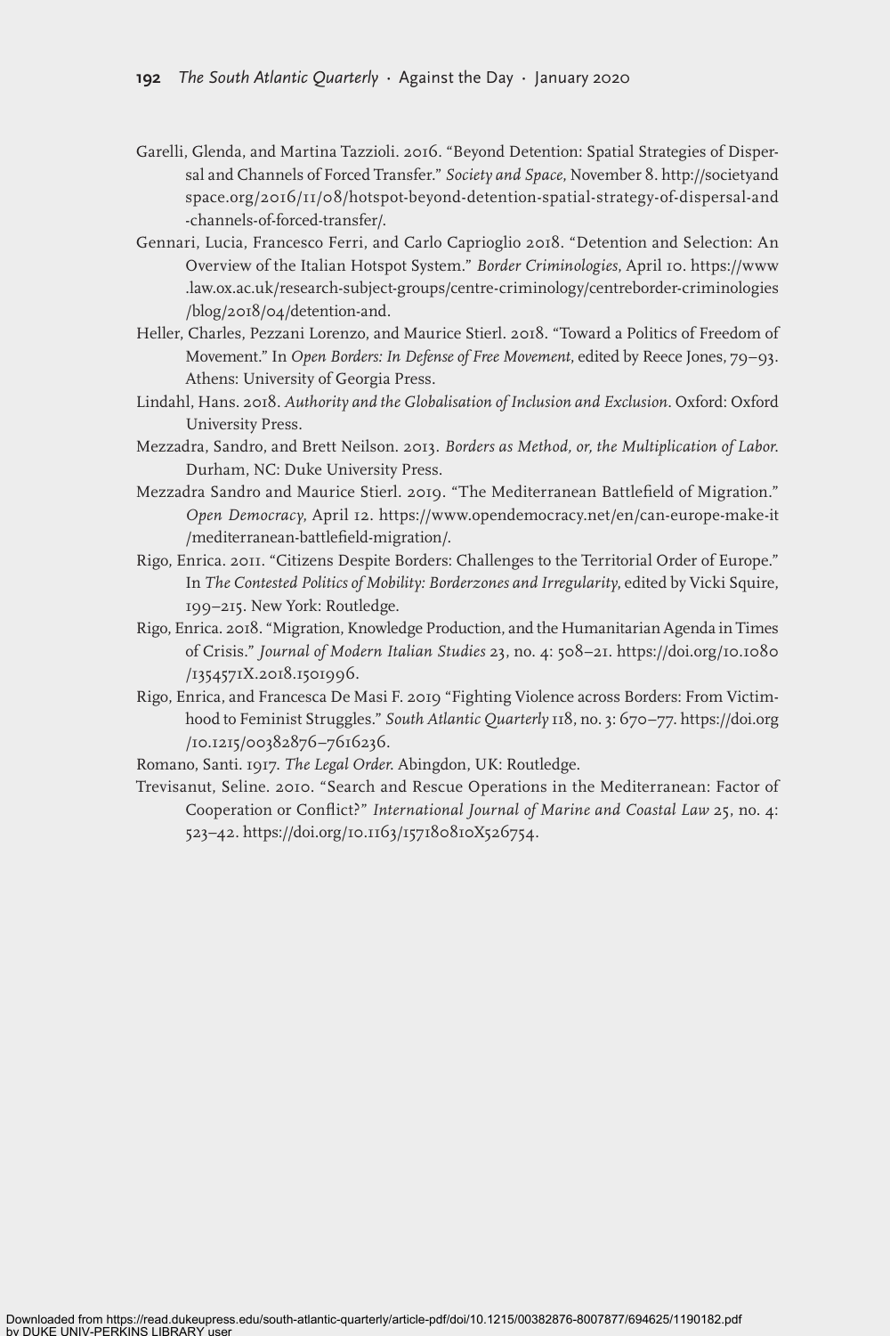Garelli, Glenda, and Martina Tazzioli. 2016. "Beyond Detention: Spatial Strategies of Dispersal and Channels of Forced Transfer." *Society and Space*, November 8. http://societyandspace.org/2016/11/08/hotspot-beyond-detention-spatial-strategy-of-dispersal-and-channels-of-forced-transfer/.

Gennari, Lucia, Francesco Ferri, and Carlo Caprioglio 2018. "Detention and Selection: An Overview of the Italian Hotspot System." *Border Criminologies*, April 10. https://www.law.ox.ac.uk/research-subject-groups/centre-criminology/centreborder-criminologies/blog/2018/04/detention-and.

Heller, Charles, Pezzani Lorenzo, and Maurice Stierl. 2018. "Toward a Politics of Freedom of Movement." In *Open Borders: In Defense of Free Movement*, edited by Reece Jones, 79–93. Athens: University of Georgia Press.

Lindahl, Hans. 2018. *Authority and the Globalisation of Inclusion and Exclusion*. Oxford: Oxford University Press.

Mezzadra, Sandro, and Brett Neilson. 2013. *Borders as Method, or, the Multiplication of Labor*. Durham, NC: Duke University Press.

Mezzadra Sandro and Maurice Stierl. 2019. "The Mediterranean Battlefield of Migration." *Open Democracy*, April 12. https://www.opendemocracy.net/en/can-europe-make-it/mediterranean-battlefield-migration/.

Rigo, Enrica. 2011. "Citizens Despite Borders: Challenges to the Territorial Order of Europe." In *The Contested Politics of Mobility: Borderzones and Irregularity*, edited by Vicki Squire, 199–215. New York: Routledge.

Rigo, Enrica. 2018. "Migration, Knowledge Production, and the Humanitarian Agenda in Times of Crisis." *Journal of Modern Italian Studies* 23, no. 4: 508–21. https://doi.org/10.1080/1354571X.2018.1501996.

Rigo, Enrica, and Francesca De Masi F. 2019 "Fighting Violence across Borders: From Victimhood to Feminist Struggles." *South Atlantic Quarterly* 118, no. 3: 670–77. https://doi.org/10.1215/00382876–7616236.

Romano, Santi. 1917. *The Legal Order*. Abingdon, UK: Routledge.

Trevisanut, Seline. 2010. "Search and Rescue Operations in the Mediterranean: Factor of Cooperation or Conflict?" *International Journal of Marine and Coastal Law* 25, no. 4: 523–42. https://doi.org/10.1163/157180810X526754.